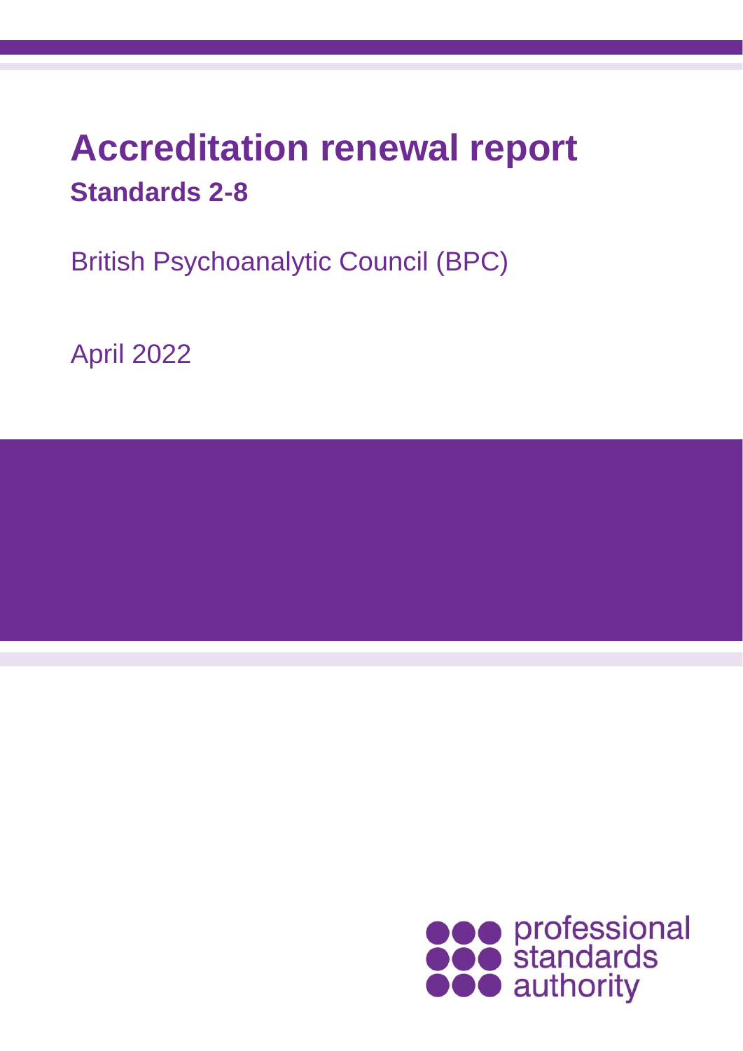# Accreditation renewal report

## Standards 2-8

British Psychoanalytic Council (BPC)

April 2022

professional standards authority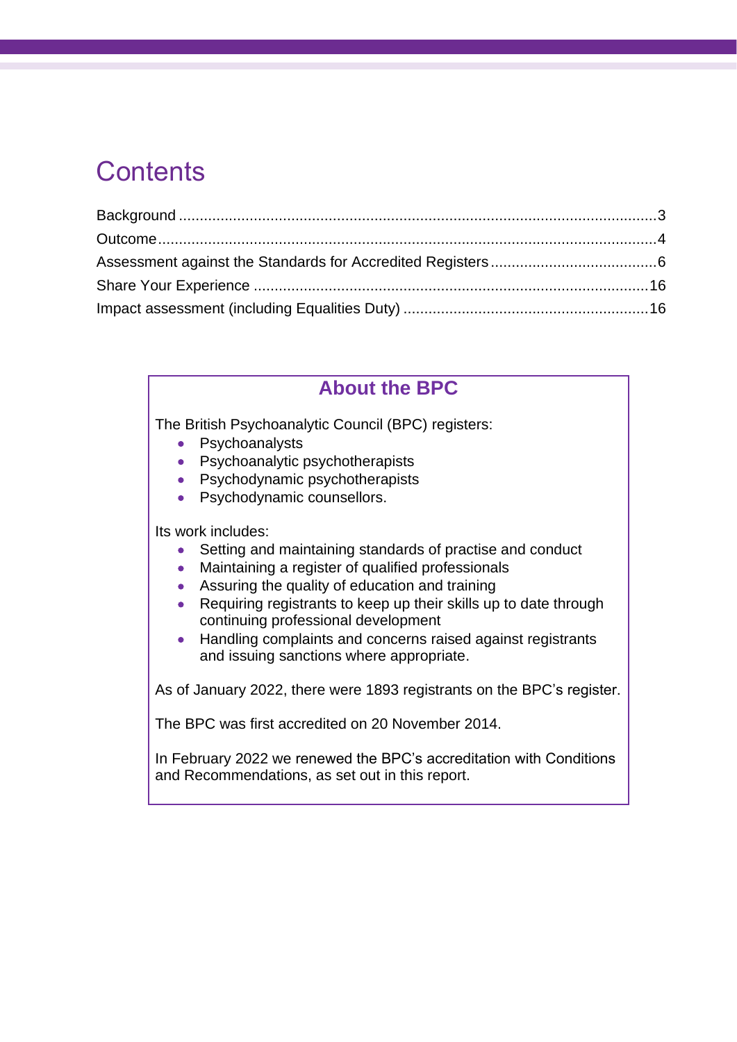# Contents

Background ..................................................................................................................3
Outcome.......................................................................................................................4
Assessment against the Standards for Accredited Registers........................................6
Share Your Experience ..............................................................................................16
Impact assessment (including Equalities Duty) ..........................................................16

## About the BPC

The British Psychoanalytic Council (BPC) registers:

- Psychoanalysts
- Psychoanalytic psychotherapists
- Psychodynamic psychotherapists
- Psychodynamic counsellors.

Its work includes:

- Setting and maintaining standards of practise and conduct
- Maintaining a register of qualified professionals
- Assuring the quality of education and training
- Requiring registrants to keep up their skills up to date through continuing professional development
- Handling complaints and concerns raised against registrants and issuing sanctions where appropriate.

As of January 2022, there were 1893 registrants on the BPC's register.

The BPC was first accredited on 20 November 2014.

In February 2022 we renewed the BPC's accreditation with Conditions and Recommendations, as set out in this report.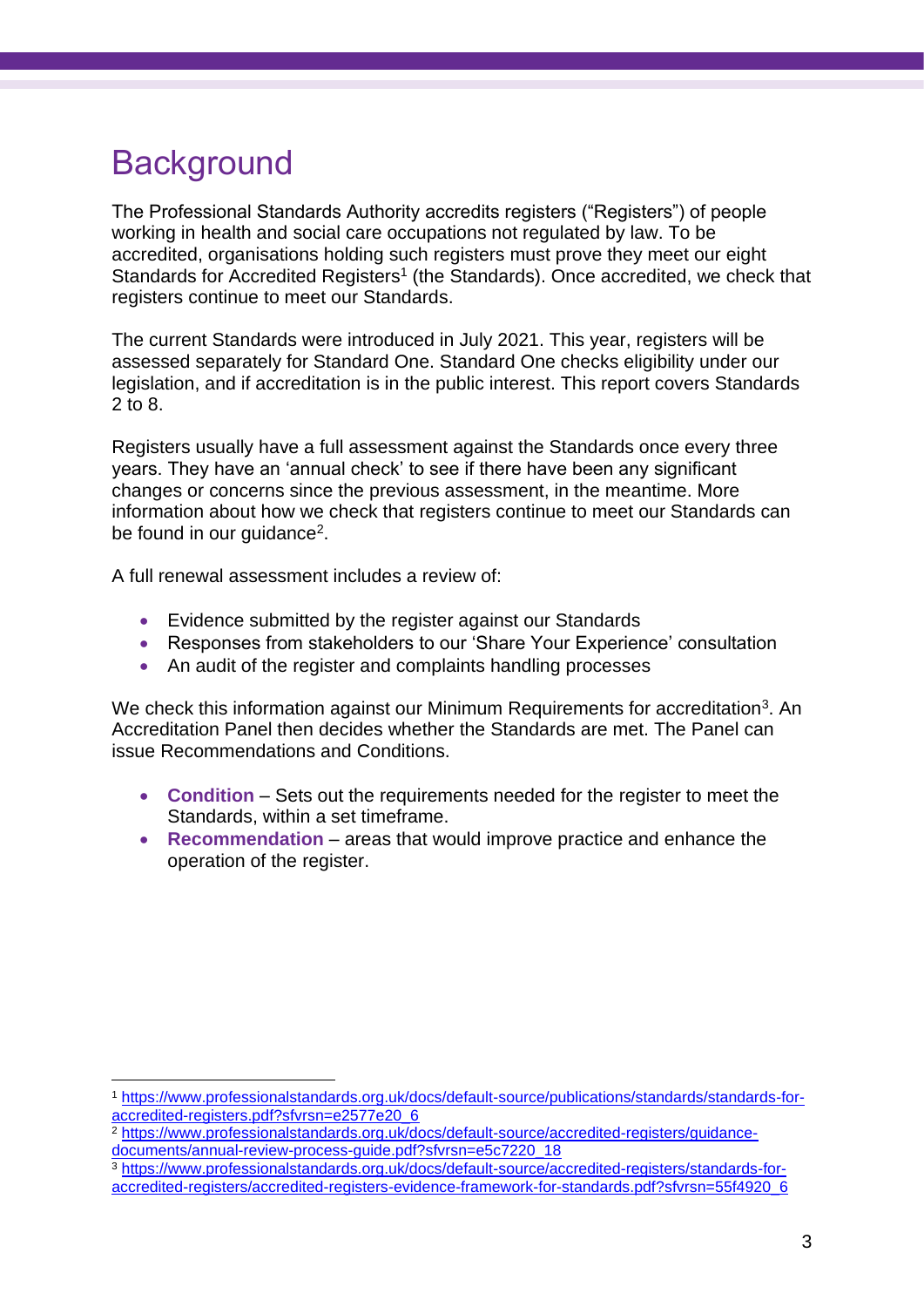# Background

The Professional Standards Authority accredits registers ("Registers") of people working in health and social care occupations not regulated by law. To be accredited, organisations holding such registers must prove they meet our eight Standards for Accredited Registers[1] (the Standards). Once accredited, we check that registers continue to meet our Standards.

The current Standards were introduced in July 2021. This year, registers will be assessed separately for Standard One. Standard One checks eligibility under our legislation, and if accreditation is in the public interest. This report covers Standards 2 to 8.

Registers usually have a full assessment against the Standards once every three years. They have an 'annual check' to see if there have been any significant changes or concerns since the previous assessment, in the meantime. More information about how we check that registers continue to meet our Standards can be found in our guidance[2].

A full renewal assessment includes a review of:

- Evidence submitted by the register against our Standards
- Responses from stakeholders to our 'Share Your Experience' consultation
- An audit of the register and complaints handling processes

We check this information against our Minimum Requirements for accreditation[3]. An Accreditation Panel then decides whether the Standards are met. The Panel can issue Recommendations and Conditions.

- **Condition** – Sets out the requirements needed for the register to meet the Standards, within a set timeframe.
- **Recommendation** – areas that would improve practice and enhance the operation of the register.

---

[1] https://www.professionalstandards.org.uk/docs/default-source/publications/standards/standards-for-accredited-registers.pdf?sfvrsn=e2577e20_6

[2] https://www.professionalstandards.org.uk/docs/default-source/accredited-registers/guidance-documents/annual-review-process-guide.pdf?sfvrsn=e5c7220_18

[3] https://www.professionalstandards.org.uk/docs/default-source/accredited-registers/standards-for-accredited-registers/accredited-registers-evidence-framework-for-standards.pdf?sfvrsn=55f4920_6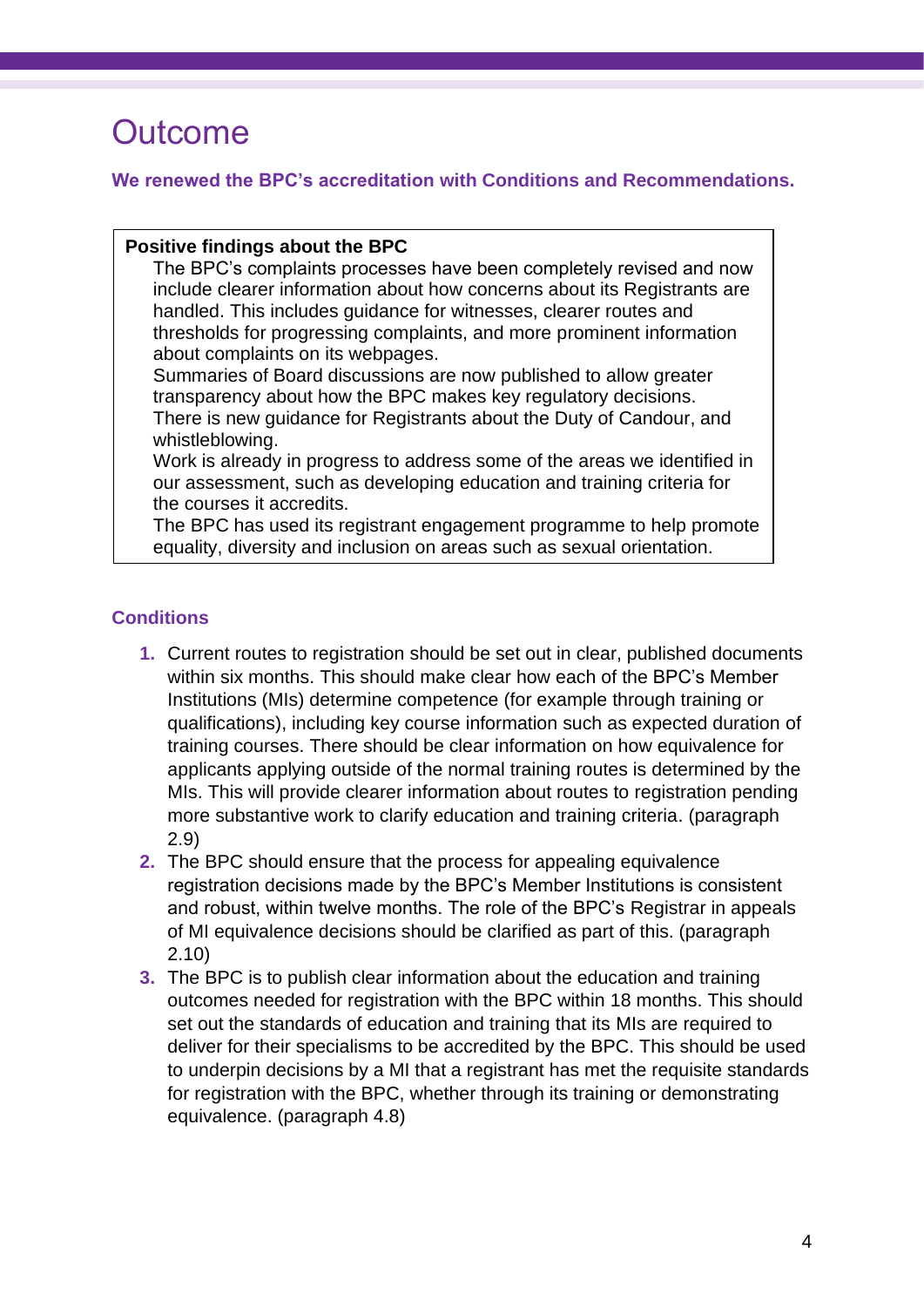# Outcome

**We renewed the BPC's accreditation with Conditions and Recommendations.**

**Positive findings about the BPC**

- The BPC's complaints processes have been completely revised and now include clearer information about how concerns about its Registrants are handled. This includes guidance for witnesses, clearer routes and thresholds for progressing complaints, and more prominent information about complaints on its webpages.
- Summaries of Board discussions are now published to allow greater transparency about how the BPC makes key regulatory decisions.
- There is new guidance for Registrants about the Duty of Candour, and whistleblowing.
- Work is already in progress to address some of the areas we identified in our assessment, such as developing education and training criteria for the courses it accredits.
- The BPC has used its registrant engagement programme to help promote equality, diversity and inclusion on areas such as sexual orientation.

## Conditions

1. Current routes to registration should be set out in clear, published documents within six months. This should make clear how each of the BPC's Member Institutions (MIs) determine competence (for example through training or qualifications), including key course information such as expected duration of training courses. There should be clear information on how equivalence for applicants applying outside of the normal training routes is determined by the MIs. This will provide clearer information about routes to registration pending more substantive work to clarify education and training criteria. (paragraph 2.9)
2. The BPC should ensure that the process for appealing equivalence registration decisions made by the BPC's Member Institutions is consistent and robust, within twelve months. The role of the BPC's Registrar in appeals of MI equivalence decisions should be clarified as part of this. (paragraph 2.10)
3. The BPC is to publish clear information about the education and training outcomes needed for registration with the BPC within 18 months. This should set out the standards of education and training that its MIs are required to deliver for their specialisms to be accredited by the BPC. This should be used to underpin decisions by a MI that a registrant has met the requisite standards for registration with the BPC, whether through its training or demonstrating equivalence. (paragraph 4.8)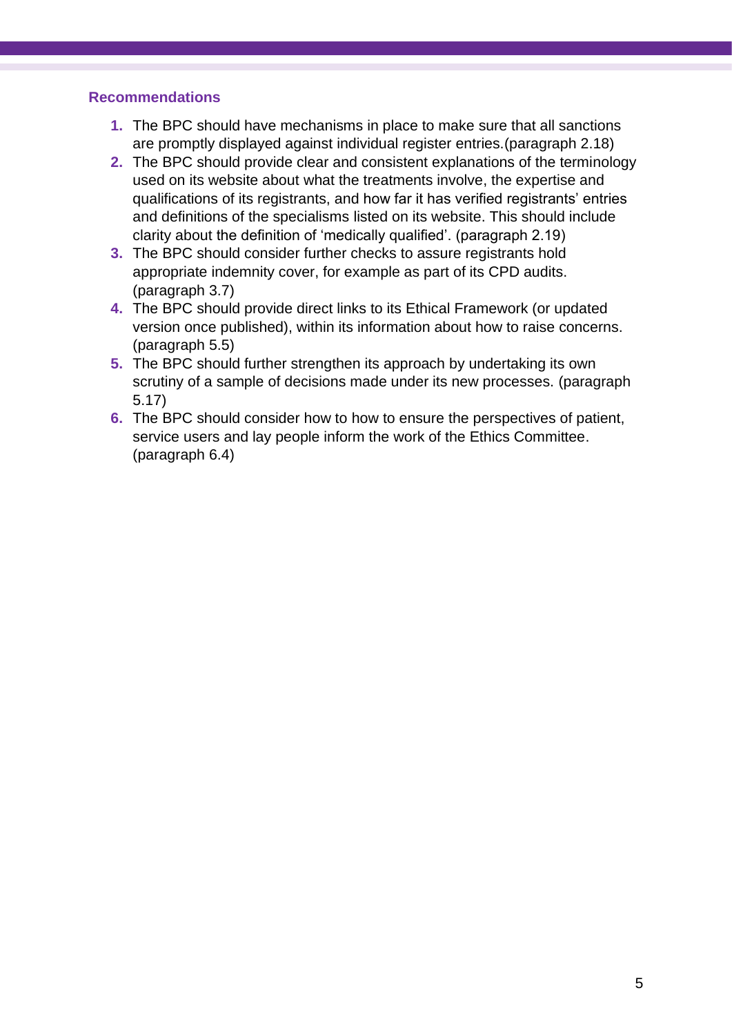## Recommendations

1. The BPC should have mechanisms in place to make sure that all sanctions are promptly displayed against individual register entries.(paragraph 2.18)
2. The BPC should provide clear and consistent explanations of the terminology used on its website about what the treatments involve, the expertise and qualifications of its registrants, and how far it has verified registrants' entries and definitions of the specialisms listed on its website. This should include clarity about the definition of 'medically qualified'. (paragraph 2.19)
3. The BPC should consider further checks to assure registrants hold appropriate indemnity cover, for example as part of its CPD audits. (paragraph 3.7)
4. The BPC should provide direct links to its Ethical Framework (or updated version once published), within its information about how to raise concerns. (paragraph 5.5)
5. The BPC should further strengthen its approach by undertaking its own scrutiny of a sample of decisions made under its new processes. (paragraph 5.17)
6. The BPC should consider how to how to ensure the perspectives of patient, service users and lay people inform the work of the Ethics Committee. (paragraph 6.4)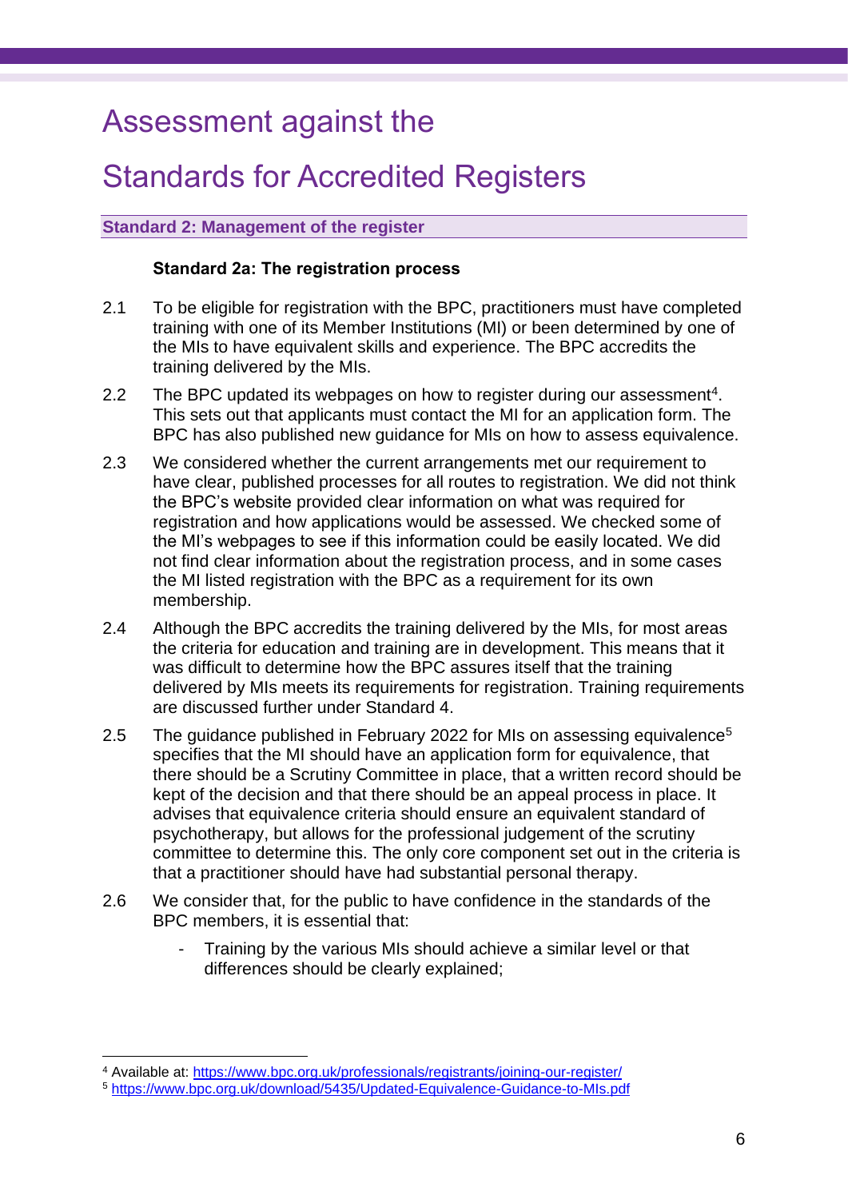# Assessment against the Standards for Accredited Registers

## Standard 2: Management of the register

### Standard 2a: The registration process

2.1 To be eligible for registration with the BPC, practitioners must have completed training with one of its Member Institutions (MI) or been determined by one of the MIs to have equivalent skills and experience. The BPC accredits the training delivered by the MIs.

2.2 The BPC updated its webpages on how to register during our assessment[4]. This sets out that applicants must contact the MI for an application form. The BPC has also published new guidance for MIs on how to assess equivalence.

2.3 We considered whether the current arrangements met our requirement to have clear, published processes for all routes to registration. We did not think the BPC's website provided clear information on what was required for registration and how applications would be assessed. We checked some of the MI's webpages to see if this information could be easily located. We did not find clear information about the registration process, and in some cases the MI listed registration with the BPC as a requirement for its own membership.

2.4 Although the BPC accredits the training delivered by the MIs, for most areas the criteria for education and training are in development. This means that it was difficult to determine how the BPC assures itself that the training delivered by MIs meets its requirements for registration. Training requirements are discussed further under Standard 4.

2.5 The guidance published in February 2022 for MIs on assessing equivalence[5] specifies that the MI should have an application form for equivalence, that there should be a Scrutiny Committee in place, that a written record should be kept of the decision and that there should be an appeal process in place. It advises that equivalence criteria should ensure an equivalent standard of psychotherapy, but allows for the professional judgement of the scrutiny committee to determine this. The only core component set out in the criteria is that a practitioner should have had substantial personal therapy.

2.6 We consider that, for the public to have confidence in the standards of the BPC members, it is essential that:

- Training by the various MIs should achieve a similar level or that differences should be clearly explained;

---

[4] Available at: https://www.bpc.org.uk/professionals/registrants/joining-our-register/

[5] https://www.bpc.org.uk/download/5435/Updated-Equivalence-Guidance-to-MIs.pdf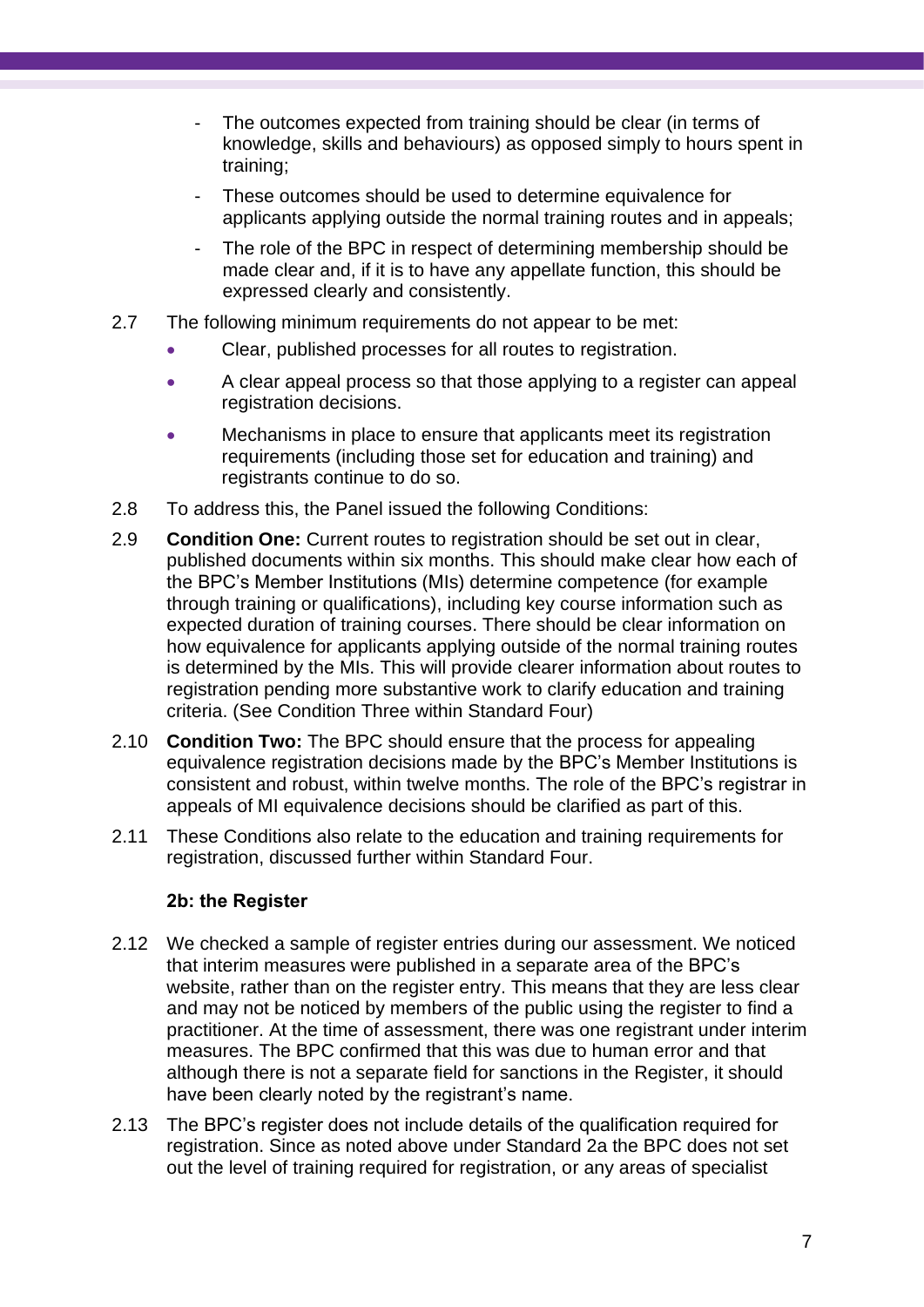- The outcomes expected from training should be clear (in terms of knowledge, skills and behaviours) as opposed simply to hours spent in training;
- These outcomes should be used to determine equivalence for applicants applying outside the normal training routes and in appeals;
- The role of the BPC in respect of determining membership should be made clear and, if it is to have any appellate function, this should be expressed clearly and consistently.

2.7 The following minimum requirements do not appear to be met:

- Clear, published processes for all routes to registration.
- A clear appeal process so that those applying to a register can appeal registration decisions.
- Mechanisms in place to ensure that applicants meet its registration requirements (including those set for education and training) and registrants continue to do so.

2.8 To address this, the Panel issued the following Conditions:

2.9 **Condition One:** Current routes to registration should be set out in clear, published documents within six months. This should make clear how each of the BPC's Member Institutions (MIs) determine competence (for example through training or qualifications), including key course information such as expected duration of training courses. There should be clear information on how equivalence for applicants applying outside of the normal training routes is determined by the MIs. This will provide clearer information about routes to registration pending more substantive work to clarify education and training criteria. (See Condition Three within Standard Four)

2.10 **Condition Two:** The BPC should ensure that the process for appealing equivalence registration decisions made by the BPC's Member Institutions is consistent and robust, within twelve months. The role of the BPC's registrar in appeals of MI equivalence decisions should be clarified as part of this.

2.11 These Conditions also relate to the education and training requirements for registration, discussed further within Standard Four.

### 2b: the Register

2.12 We checked a sample of register entries during our assessment. We noticed that interim measures were published in a separate area of the BPC's website, rather than on the register entry. This means that they are less clear and may not be noticed by members of the public using the register to find a practitioner. At the time of assessment, there was one registrant under interim measures. The BPC confirmed that this was due to human error and that although there is not a separate field for sanctions in the Register, it should have been clearly noted by the registrant's name.

2.13 The BPC's register does not include details of the qualification required for registration. Since as noted above under Standard 2a the BPC does not set out the level of training required for registration, or any areas of specialist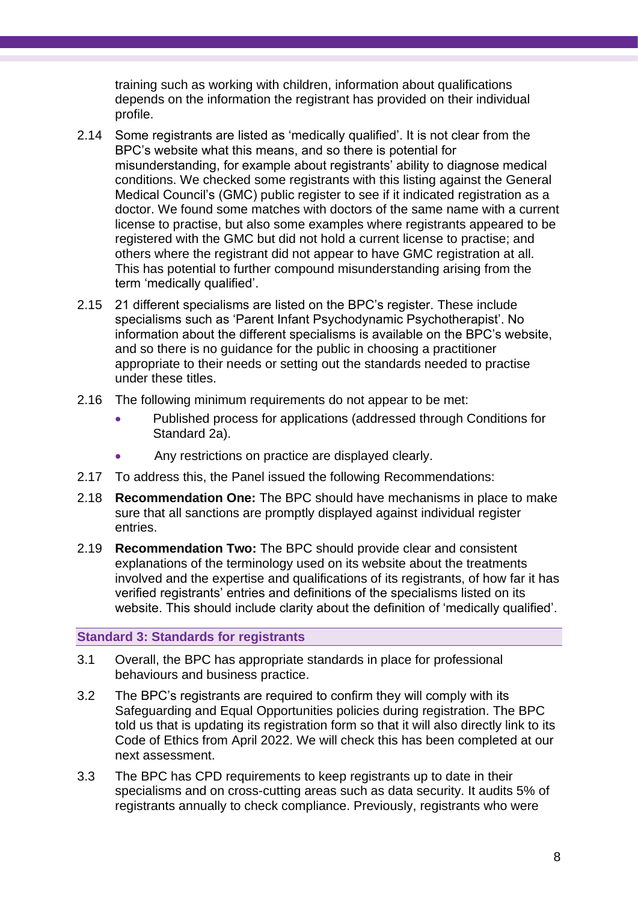training such as working with children, information about qualifications depends on the information the registrant has provided on their individual profile.

2.14 Some registrants are listed as 'medically qualified'. It is not clear from the BPC's website what this means, and so there is potential for misunderstanding, for example about registrants' ability to diagnose medical conditions. We checked some registrants with this listing against the General Medical Council's (GMC) public register to see if it indicated registration as a doctor. We found some matches with doctors of the same name with a current license to practise, but also some examples where registrants appeared to be registered with the GMC but did not hold a current license to practise; and others where the registrant did not appear to have GMC registration at all. This has potential to further compound misunderstanding arising from the term 'medically qualified'.

2.15 21 different specialisms are listed on the BPC's register. These include specialisms such as 'Parent Infant Psychodynamic Psychotherapist'. No information about the different specialisms is available on the BPC's website, and so there is no guidance for the public in choosing a practitioner appropriate to their needs or setting out the standards needed to practise under these titles.

2.16 The following minimum requirements do not appear to be met:

- Published process for applications (addressed through Conditions for Standard 2a).
- Any restrictions on practice are displayed clearly.

2.17 To address this, the Panel issued the following Recommendations:

2.18 **Recommendation One:** The BPC should have mechanisms in place to make sure that all sanctions are promptly displayed against individual register entries.

2.19 **Recommendation Two:** The BPC should provide clear and consistent explanations of the terminology used on its website about the treatments involved and the expertise and qualifications of its registrants, of how far it has verified registrants' entries and definitions of the specialisms listed on its website. This should include clarity about the definition of 'medically qualified'.

## Standard 3: Standards for registrants

3.1 Overall, the BPC has appropriate standards in place for professional behaviours and business practice.

3.2 The BPC's registrants are required to confirm they will comply with its Safeguarding and Equal Opportunities policies during registration. The BPC told us that is updating its registration form so that it will also directly link to its Code of Ethics from April 2022. We will check this has been completed at our next assessment.

3.3 The BPC has CPD requirements to keep registrants up to date in their specialisms and on cross-cutting areas such as data security. It audits 5% of registrants annually to check compliance. Previously, registrants who were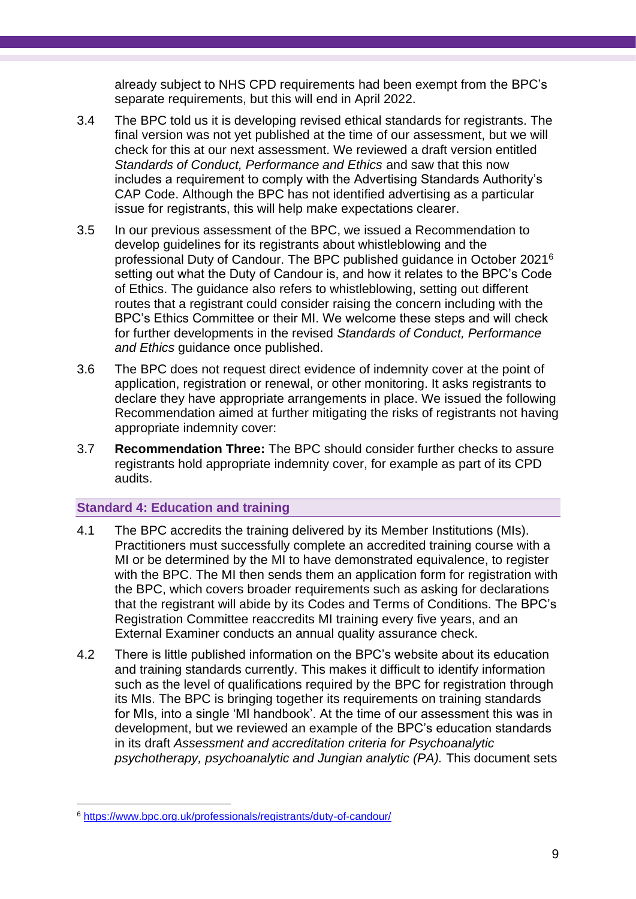already subject to NHS CPD requirements had been exempt from the BPC's separate requirements, but this will end in April 2022.

3.4 The BPC told us it is developing revised ethical standards for registrants. The final version was not yet published at the time of our assessment, but we will check for this at our next assessment. We reviewed a draft version entitled *Standards of Conduct, Performance and Ethics* and saw that this now includes a requirement to comply with the Advertising Standards Authority's CAP Code. Although the BPC has not identified advertising as a particular issue for registrants, this will help make expectations clearer.

3.5 In our previous assessment of the BPC, we issued a Recommendation to develop guidelines for its registrants about whistleblowing and the professional Duty of Candour. The BPC published guidance in October 2021[6] setting out what the Duty of Candour is, and how it relates to the BPC's Code of Ethics. The guidance also refers to whistleblowing, setting out different routes that a registrant could consider raising the concern including with the BPC's Ethics Committee or their MI. We welcome these steps and will check for further developments in the revised *Standards of Conduct, Performance and Ethics* guidance once published.

3.6 The BPC does not request direct evidence of indemnity cover at the point of application, registration or renewal, or other monitoring. It asks registrants to declare they have appropriate arrangements in place. We issued the following Recommendation aimed at further mitigating the risks of registrants not having appropriate indemnity cover:

3.7 **Recommendation Three:** The BPC should consider further checks to assure registrants hold appropriate indemnity cover, for example as part of its CPD audits.

## Standard 4: Education and training

4.1 The BPC accredits the training delivered by its Member Institutions (MIs). Practitioners must successfully complete an accredited training course with a MI or be determined by the MI to have demonstrated equivalence, to register with the BPC. The MI then sends them an application form for registration with the BPC, which covers broader requirements such as asking for declarations that the registrant will abide by its Codes and Terms of Conditions. The BPC's Registration Committee reaccredits MI training every five years, and an External Examiner conducts an annual quality assurance check.

4.2 There is little published information on the BPC's website about its education and training standards currently. This makes it difficult to identify information such as the level of qualifications required by the BPC for registration through its MIs. The BPC is bringing together its requirements on training standards for MIs, into a single 'MI handbook'. At the time of our assessment this was in development, but we reviewed an example of the BPC's education standards in its draft *Assessment and accreditation criteria for Psychoanalytic psychotherapy, psychoanalytic and Jungian analytic (PA).* This document sets

[6] https://www.bpc.org.uk/professionals/registrants/duty-of-candour/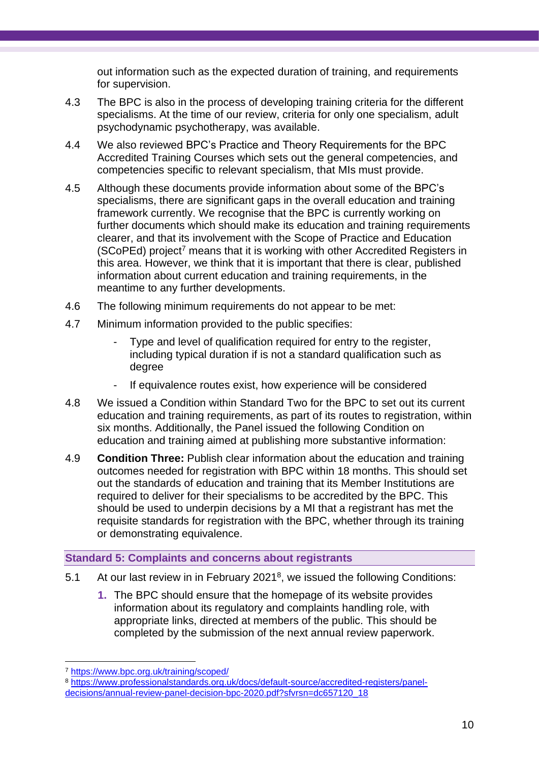out information such as the expected duration of training, and requirements for supervision.

4.3 The BPC is also in the process of developing training criteria for the different specialisms. At the time of our review, criteria for only one specialism, adult psychodynamic psychotherapy, was available.

4.4 We also reviewed BPC's Practice and Theory Requirements for the BPC Accredited Training Courses which sets out the general competencies, and competencies specific to relevant specialism, that MIs must provide.

4.5 Although these documents provide information about some of the BPC's specialisms, there are significant gaps in the overall education and training framework currently. We recognise that the BPC is currently working on further documents which should make its education and training requirements clearer, and that its involvement with the Scope of Practice and Education (SCoPEd) project[7] means that it is working with other Accredited Registers in this area. However, we think that it is important that there is clear, published information about current education and training requirements, in the meantime to any further developments.

4.6 The following minimum requirements do not appear to be met:

4.7 Minimum information provided to the public specifies:

- Type and level of qualification required for entry to the register, including typical duration if is not a standard qualification such as degree
- If equivalence routes exist, how experience will be considered

4.8 We issued a Condition within Standard Two for the BPC to set out its current education and training requirements, as part of its routes to registration, within six months. Additionally, the Panel issued the following Condition on education and training aimed at publishing more substantive information:

4.9 **Condition Three:** Publish clear information about the education and training outcomes needed for registration with BPC within 18 months. This should set out the standards of education and training that its Member Institutions are required to deliver for their specialisms to be accredited by the BPC. This should be used to underpin decisions by a MI that a registrant has met the requisite standards for registration with the BPC, whether through its training or demonstrating equivalence.

### Standard 5: Complaints and concerns about registrants

5.1 At our last review in in February 2021[8], we issued the following Conditions:

1. The BPC should ensure that the homepage of its website provides information about its regulatory and complaints handling role, with appropriate links, directed at members of the public. This should be completed by the submission of the next annual review paperwork.

---

[7] https://www.bpc.org.uk/training/scoped/

[8] https://www.professionalstandards.org.uk/docs/default-source/accredited-registers/panel-decisions/annual-review-panel-decision-bpc-2020.pdf?sfvrsn=dc657120_18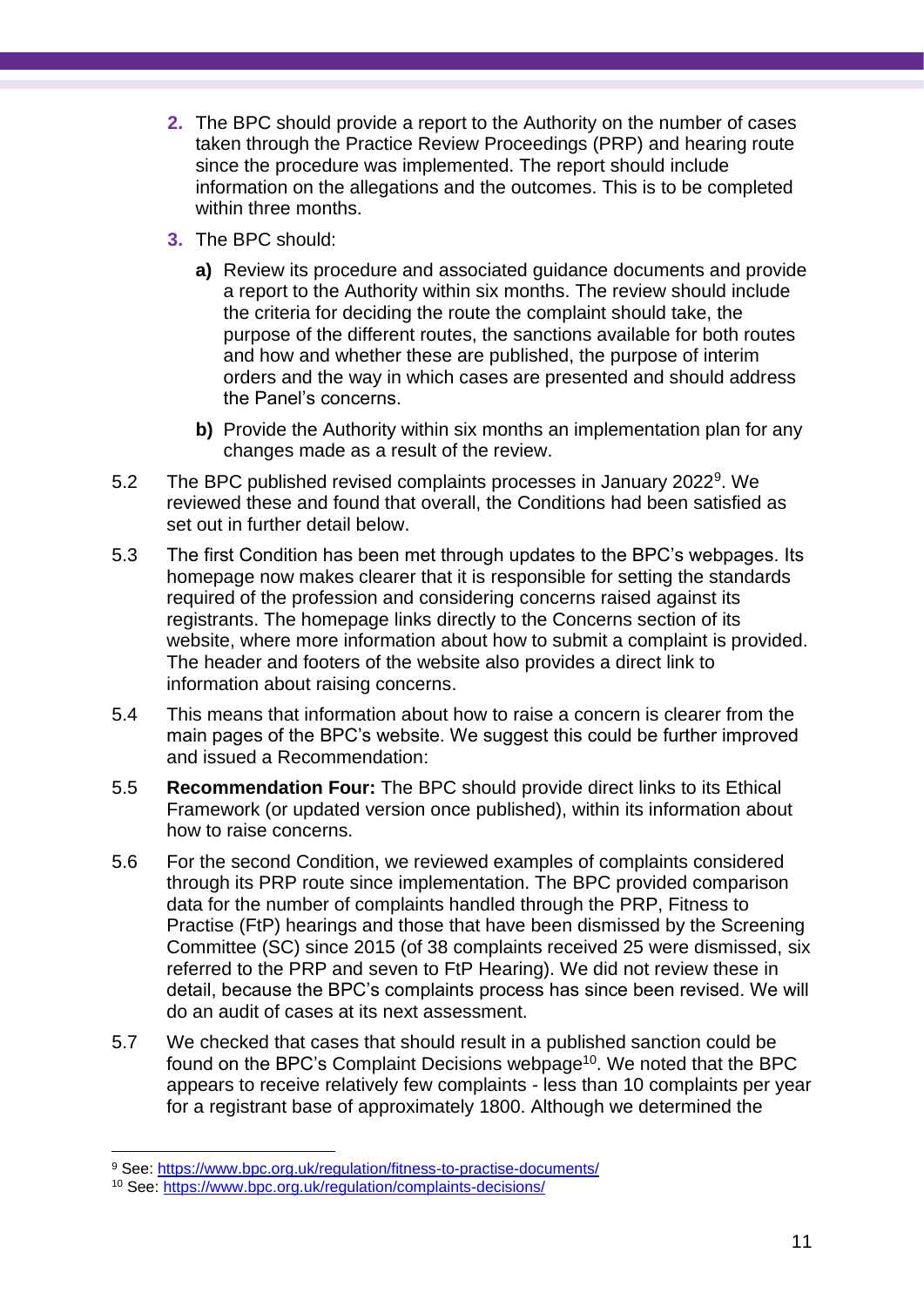2. The BPC should provide a report to the Authority on the number of cases taken through the Practice Review Proceedings (PRP) and hearing route since the procedure was implemented. The report should include information on the allegations and the outcomes. This is to be completed within three months.

3. The BPC should:

   **a)** Review its procedure and associated guidance documents and provide a report to the Authority within six months. The review should include the criteria for deciding the route the complaint should take, the purpose of the different routes, the sanctions available for both routes and how and whether these are published, the purpose of interim orders and the way in which cases are presented and should address the Panel's concerns.

   **b)** Provide the Authority within six months an implementation plan for any changes made as a result of the review.

5.2 The BPC published revised complaints processes in January 2022[9]. We reviewed these and found that overall, the Conditions had been satisfied as set out in further detail below.

5.3 The first Condition has been met through updates to the BPC's webpages. Its homepage now makes clearer that it is responsible for setting the standards required of the profession and considering concerns raised against its registrants. The homepage links directly to the Concerns section of its website, where more information about how to submit a complaint is provided. The header and footers of the website also provides a direct link to information about raising concerns.

5.4 This means that information about how to raise a concern is clearer from the main pages of the BPC's website. We suggest this could be further improved and issued a Recommendation:

5.5 **Recommendation Four:** The BPC should provide direct links to its Ethical Framework (or updated version once published), within its information about how to raise concerns.

5.6 For the second Condition, we reviewed examples of complaints considered through its PRP route since implementation. The BPC provided comparison data for the number of complaints handled through the PRP, Fitness to Practise (FtP) hearings and those that have been dismissed by the Screening Committee (SC) since 2015 (of 38 complaints received 25 were dismissed, six referred to the PRP and seven to FtP Hearing). We did not review these in detail, because the BPC's complaints process has since been revised. We will do an audit of cases at its next assessment.

5.7 We checked that cases that should result in a published sanction could be found on the BPC's Complaint Decisions webpage[10]. We noted that the BPC appears to receive relatively few complaints - less than 10 complaints per year for a registrant base of approximately 1800. Although we determined the

---

[9] See: https://www.bpc.org.uk/regulation/fitness-to-practise-documents/

[10] See: https://www.bpc.org.uk/regulation/complaints-decisions/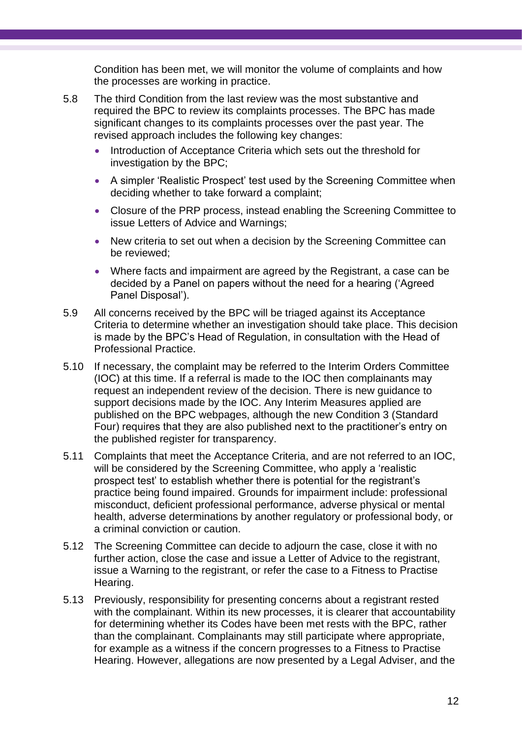Condition has been met, we will monitor the volume of complaints and how the processes are working in practice.

5.8 The third Condition from the last review was the most substantive and required the BPC to review its complaints processes. The BPC has made significant changes to its complaints processes over the past year. The revised approach includes the following key changes:

- Introduction of Acceptance Criteria which sets out the threshold for investigation by the BPC;
- A simpler 'Realistic Prospect' test used by the Screening Committee when deciding whether to take forward a complaint;
- Closure of the PRP process, instead enabling the Screening Committee to issue Letters of Advice and Warnings;
- New criteria to set out when a decision by the Screening Committee can be reviewed;
- Where facts and impairment are agreed by the Registrant, a case can be decided by a Panel on papers without the need for a hearing ('Agreed Panel Disposal').

5.9 All concerns received by the BPC will be triaged against its Acceptance Criteria to determine whether an investigation should take place. This decision is made by the BPC's Head of Regulation, in consultation with the Head of Professional Practice.

5.10 If necessary, the complaint may be referred to the Interim Orders Committee (IOC) at this time. If a referral is made to the IOC then complainants may request an independent review of the decision. There is new guidance to support decisions made by the IOC. Any Interim Measures applied are published on the BPC webpages, although the new Condition 3 (Standard Four) requires that they are also published next to the practitioner's entry on the published register for transparency.

5.11 Complaints that meet the Acceptance Criteria, and are not referred to an IOC, will be considered by the Screening Committee, who apply a 'realistic prospect test' to establish whether there is potential for the registrant's practice being found impaired. Grounds for impairment include: professional misconduct, deficient professional performance, adverse physical or mental health, adverse determinations by another regulatory or professional body, or a criminal conviction or caution.

5.12 The Screening Committee can decide to adjourn the case, close it with no further action, close the case and issue a Letter of Advice to the registrant, issue a Warning to the registrant, or refer the case to a Fitness to Practise Hearing.

5.13 Previously, responsibility for presenting concerns about a registrant rested with the complainant. Within its new processes, it is clearer that accountability for determining whether its Codes have been met rests with the BPC, rather than the complainant. Complainants may still participate where appropriate, for example as a witness if the concern progresses to a Fitness to Practise Hearing. However, allegations are now presented by a Legal Adviser, and the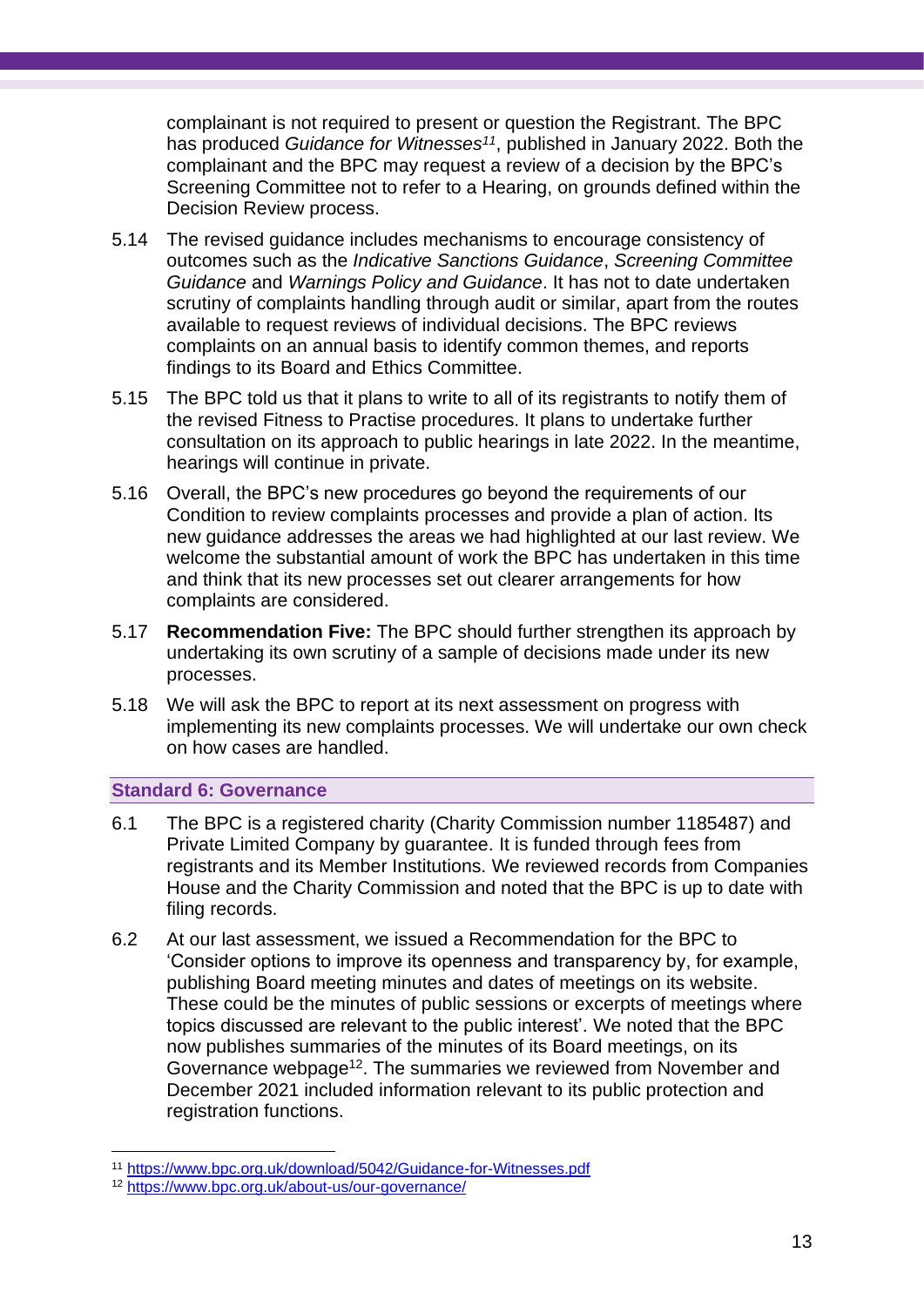complainant is not required to present or question the Registrant. The BPC has produced *Guidance for Witnesses*[11], published in January 2022. Both the complainant and the BPC may request a review of a decision by the BPC's Screening Committee not to refer to a Hearing, on grounds defined within the Decision Review process.

5.14 The revised guidance includes mechanisms to encourage consistency of outcomes such as the *Indicative Sanctions Guidance*, *Screening Committee Guidance* and *Warnings Policy and Guidance*. It has not to date undertaken scrutiny of complaints handling through audit or similar, apart from the routes available to request reviews of individual decisions. The BPC reviews complaints on an annual basis to identify common themes, and reports findings to its Board and Ethics Committee.

5.15 The BPC told us that it plans to write to all of its registrants to notify them of the revised Fitness to Practise procedures. It plans to undertake further consultation on its approach to public hearings in late 2022. In the meantime, hearings will continue in private.

5.16 Overall, the BPC's new procedures go beyond the requirements of our Condition to review complaints processes and provide a plan of action. Its new guidance addresses the areas we had highlighted at our last review. We welcome the substantial amount of work the BPC has undertaken in this time and think that its new processes set out clearer arrangements for how complaints are considered.

5.17 **Recommendation Five:** The BPC should further strengthen its approach by undertaking its own scrutiny of a sample of decisions made under its new processes.

5.18 We will ask the BPC to report at its next assessment on progress with implementing its new complaints processes. We will undertake our own check on how cases are handled.

### Standard 6: Governance

6.1 The BPC is a registered charity (Charity Commission number 1185487) and Private Limited Company by guarantee. It is funded through fees from registrants and its Member Institutions. We reviewed records from Companies House and the Charity Commission and noted that the BPC is up to date with filing records.

6.2 At our last assessment, we issued a Recommendation for the BPC to 'Consider options to improve its openness and transparency by, for example, publishing Board meeting minutes and dates of meetings on its website. These could be the minutes of public sessions or excerpts of meetings where topics discussed are relevant to the public interest'. We noted that the BPC now publishes summaries of the minutes of its Board meetings, on its Governance webpage[12]. The summaries we reviewed from November and December 2021 included information relevant to its public protection and registration functions.

---

[11] https://www.bpc.org.uk/download/5042/Guidance-for-Witnesses.pdf

[12] https://www.bpc.org.uk/about-us/our-governance/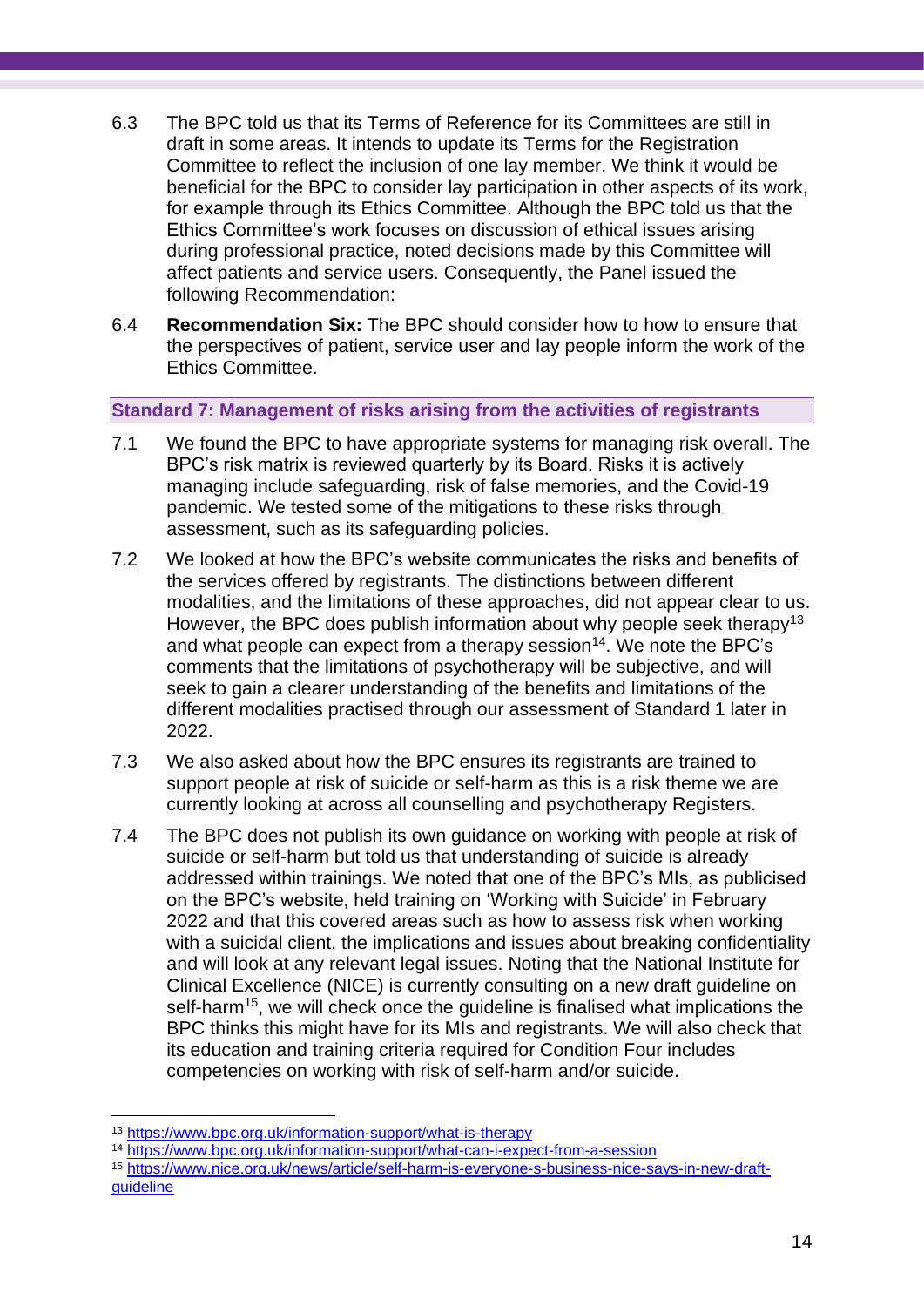6.3 The BPC told us that its Terms of Reference for its Committees are still in draft in some areas. It intends to update its Terms for the Registration Committee to reflect the inclusion of one lay member. We think it would be beneficial for the BPC to consider lay participation in other aspects of its work, for example through its Ethics Committee. Although the BPC told us that the Ethics Committee's work focuses on discussion of ethical issues arising during professional practice, noted decisions made by this Committee will affect patients and service users. Consequently, the Panel issued the following Recommendation:

6.4 **Recommendation Six:** The BPC should consider how to how to ensure that the perspectives of patient, service user and lay people inform the work of the Ethics Committee.

### Standard 7: Management of risks arising from the activities of registrants

7.1 We found the BPC to have appropriate systems for managing risk overall. The BPC's risk matrix is reviewed quarterly by its Board. Risks it is actively managing include safeguarding, risk of false memories, and the Covid-19 pandemic. We tested some of the mitigations to these risks through assessment, such as its safeguarding policies.

7.2 We looked at how the BPC's website communicates the risks and benefits of the services offered by registrants. The distinctions between different modalities, and the limitations of these approaches, did not appear clear to us. However, the BPC does publish information about why people seek therapy[13] and what people can expect from a therapy session[14]. We note the BPC's comments that the limitations of psychotherapy will be subjective, and will seek to gain a clearer understanding of the benefits and limitations of the different modalities practised through our assessment of Standard 1 later in 2022.

7.3 We also asked about how the BPC ensures its registrants are trained to support people at risk of suicide or self-harm as this is a risk theme we are currently looking at across all counselling and psychotherapy Registers.

7.4 The BPC does not publish its own guidance on working with people at risk of suicide or self-harm but told us that understanding of suicide is already addressed within trainings. We noted that one of the BPC's MIs, as publicised on the BPC's website, held training on 'Working with Suicide' in February 2022 and that this covered areas such as how to assess risk when working with a suicidal client, the implications and issues about breaking confidentiality and will look at any relevant legal issues. Noting that the National Institute for Clinical Excellence (NICE) is currently consulting on a new draft guideline on self-harm[15], we will check once the guideline is finalised what implications the BPC thinks this might have for its MIs and registrants. We will also check that its education and training criteria required for Condition Four includes competencies on working with risk of self-harm and/or suicide.

---

[13] https://www.bpc.org.uk/information-support/what-is-therapy

[14] https://www.bpc.org.uk/information-support/what-can-i-expect-from-a-session

[15] https://www.nice.org.uk/news/article/self-harm-is-everyone-s-business-nice-says-in-new-draft-guideline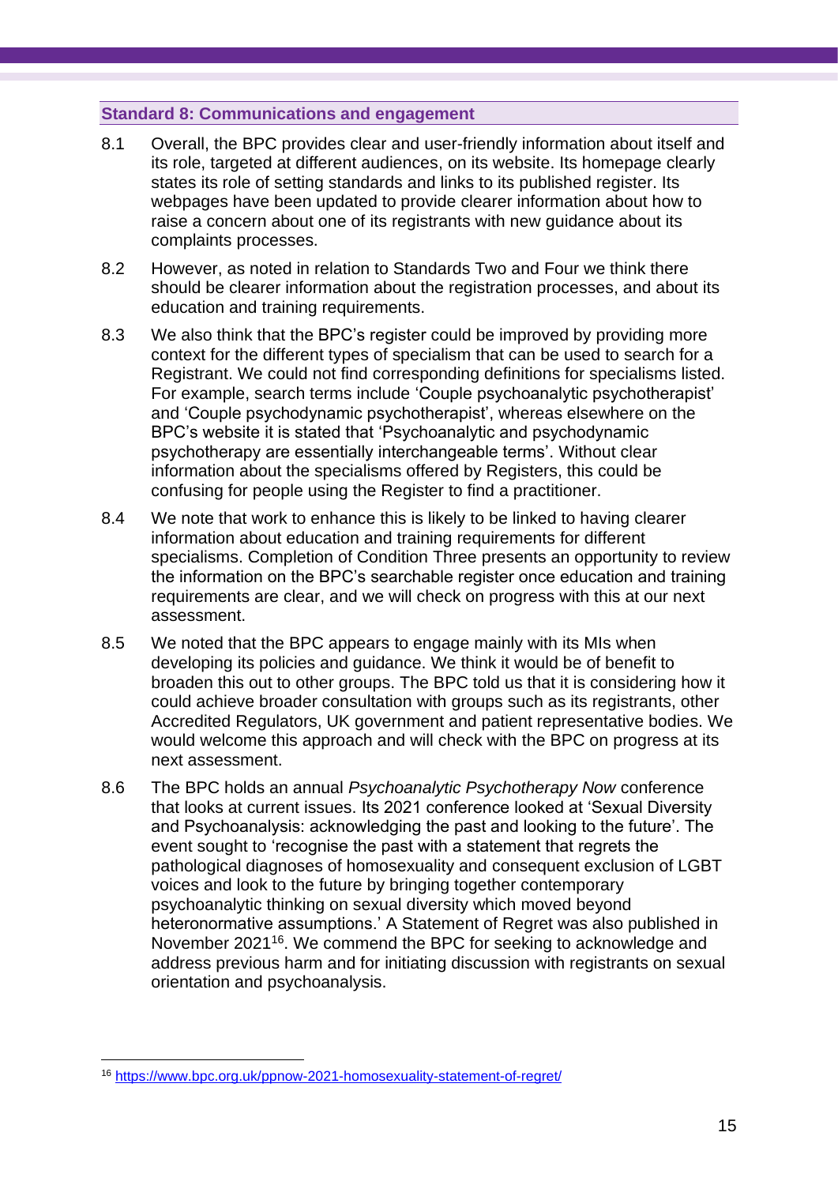### Standard 8: Communications and engagement

8.1 Overall, the BPC provides clear and user-friendly information about itself and its role, targeted at different audiences, on its website. Its homepage clearly states its role of setting standards and links to its published register. Its webpages have been updated to provide clearer information about how to raise a concern about one of its registrants with new guidance about its complaints processes.

8.2 However, as noted in relation to Standards Two and Four we think there should be clearer information about the registration processes, and about its education and training requirements.

8.3 We also think that the BPC's register could be improved by providing more context for the different types of specialism that can be used to search for a Registrant. We could not find corresponding definitions for specialisms listed. For example, search terms include 'Couple psychoanalytic psychotherapist' and 'Couple psychodynamic psychotherapist', whereas elsewhere on the BPC's website it is stated that 'Psychoanalytic and psychodynamic psychotherapy are essentially interchangeable terms'. Without clear information about the specialisms offered by Registers, this could be confusing for people using the Register to find a practitioner.

8.4 We note that work to enhance this is likely to be linked to having clearer information about education and training requirements for different specialisms. Completion of Condition Three presents an opportunity to review the information on the BPC's searchable register once education and training requirements are clear, and we will check on progress with this at our next assessment.

8.5 We noted that the BPC appears to engage mainly with its MIs when developing its policies and guidance. We think it would be of benefit to broaden this out to other groups. The BPC told us that it is considering how it could achieve broader consultation with groups such as its registrants, other Accredited Regulators, UK government and patient representative bodies. We would welcome this approach and will check with the BPC on progress at its next assessment.

8.6 The BPC holds an annual *Psychoanalytic Psychotherapy Now* conference that looks at current issues. Its 2021 conference looked at 'Sexual Diversity and Psychoanalysis: acknowledging the past and looking to the future'. The event sought to 'recognise the past with a statement that regrets the pathological diagnoses of homosexuality and consequent exclusion of LGBT voices and look to the future by bringing together contemporary psychoanalytic thinking on sexual diversity which moved beyond heteronormative assumptions.' A Statement of Regret was also published in November 2021[16]. We commend the BPC for seeking to acknowledge and address previous harm and for initiating discussion with registrants on sexual orientation and psychoanalysis.

---

[16] https://www.bpc.org.uk/ppnow-2021-homosexuality-statement-of-regret/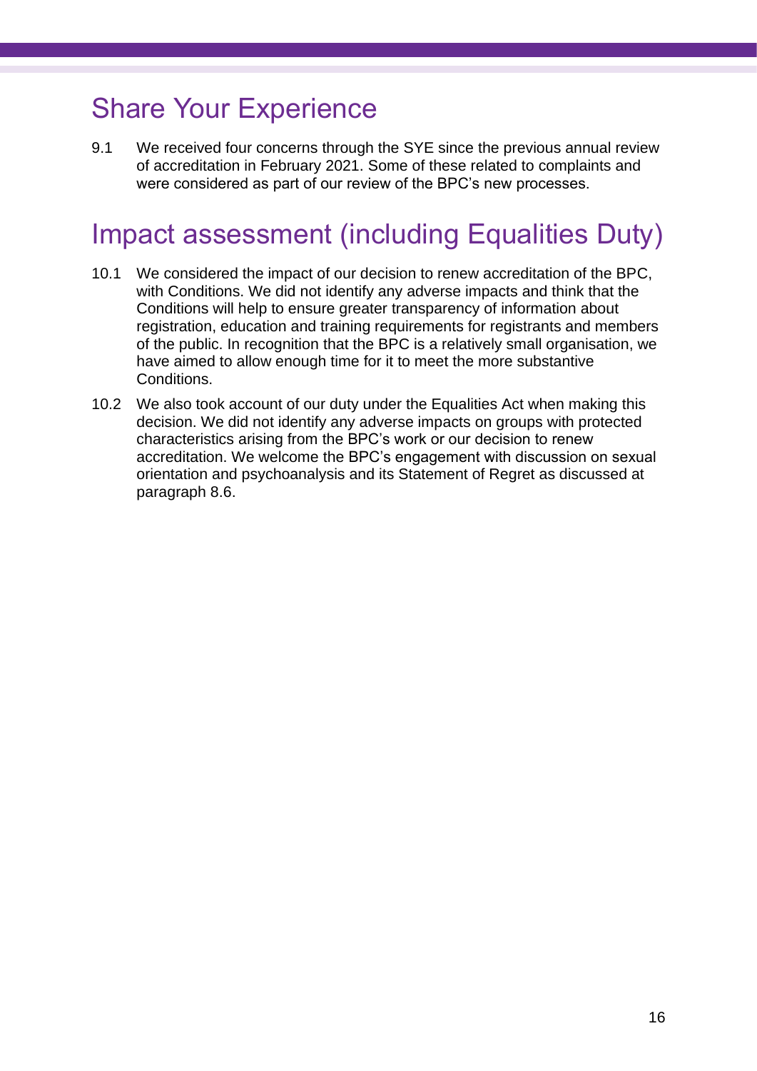## Share Your Experience

9.1 We received four concerns through the SYE since the previous annual review of accreditation in February 2021. Some of these related to complaints and were considered as part of our review of the BPC's new processes.

## Impact assessment (including Equalities Duty)

10.1 We considered the impact of our decision to renew accreditation of the BPC, with Conditions. We did not identify any adverse impacts and think that the Conditions will help to ensure greater transparency of information about registration, education and training requirements for registrants and members of the public. In recognition that the BPC is a relatively small organisation, we have aimed to allow enough time for it to meet the more substantive Conditions.

10.2 We also took account of our duty under the Equalities Act when making this decision. We did not identify any adverse impacts on groups with protected characteristics arising from the BPC's work or our decision to renew accreditation. We welcome the BPC's engagement with discussion on sexual orientation and psychoanalysis and its Statement of Regret as discussed at paragraph 8.6.